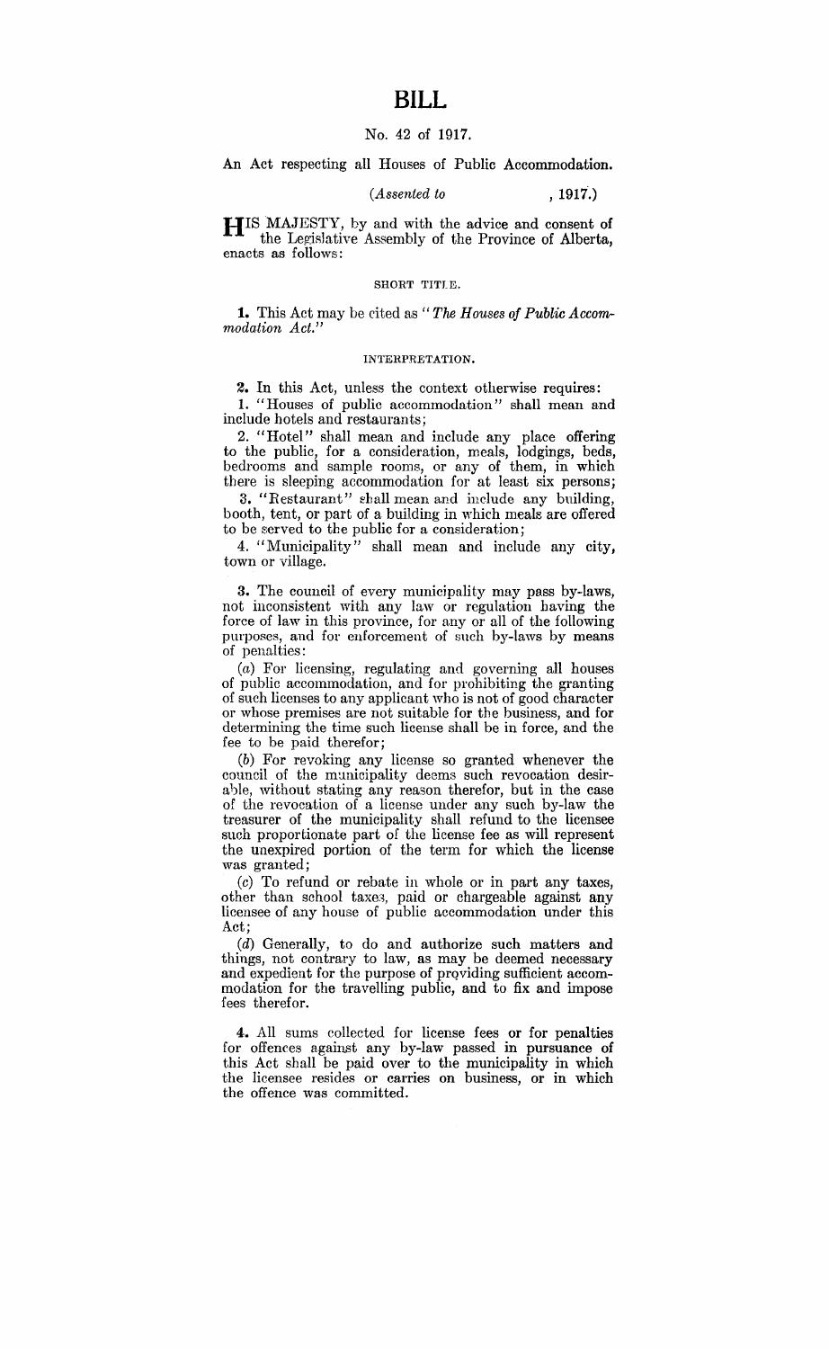# BILL

No. 42 of 1917.

An Act respecting all Houses of Public Accommodation.

*(Assented to , 1917.)*

HIS MAJESTY, by and with the advice and consent of the Legislative Assembly of the Province of Alberta, enacts as follows:

## SHORT TITLE.

**1.** This Act may be cited as "*The Houses of Public Accommodation Act.*"

## INTERPRETATION.

**2.** In this Act, unless the context otherwise requires:

1. "Houses of public accommodation" shall mean and include hotels and restaurants;

2. "Hotel" shall mean and include any place offering to the public, for a consideration, meals, lodgings, beds, bedrooms and sample rooms, or any of them, in which there is sleeping accommodation for at least six persons;

3. "Restaurant" shall mean and include any building, booth, tent, or part of a building in which meals are offered to be served to the public for a consideration;

4. "Municipality" shall mean and include any city, town or village.

**3.** The council of every municipality may pass by-laws, not inconsistent with any law or regulation having the force of law in this province, for any or all of the following purposes, and for enforcement of such by-laws by means of penalties:

(*a*) For licensing, regulating and governing all houses of public accommodation, and for prohibiting the granting of such licenses to any applicant who is not of good character or whose premises are not suitable for the business, and for determining the time such license shall be in force, and the fee to be paid therefor;

(*b*) For revoking any license so granted whenever the council of the municipality deems such revocation desirable, without stating any reason therefor, but in the case of the revocation of a license under any such by-law the treasurer of the municipality shall refund to the licensee such proportionate part of the license fee as will represent the unexpired portion of the term for which the license was granted;

(*c*) To refund or rebate in whole or in part any taxes, other than school taxes, paid or chargeable against any licensee of any house of public accommodation under this Act;

(*d*) Generally, to do and authorize such matters and things, not contrary to law, as may be deemed necessary and expedient for the purpose of providing sufficient accommodation for the travelling public, and to fix and impose fees therefor.

**4.** All sums collected for license fees or for penalties for offences against any by-law passed in pursuance of this Act shall be paid over to the municipality in which the licensee resides or carries on business, or in which the offence was committed.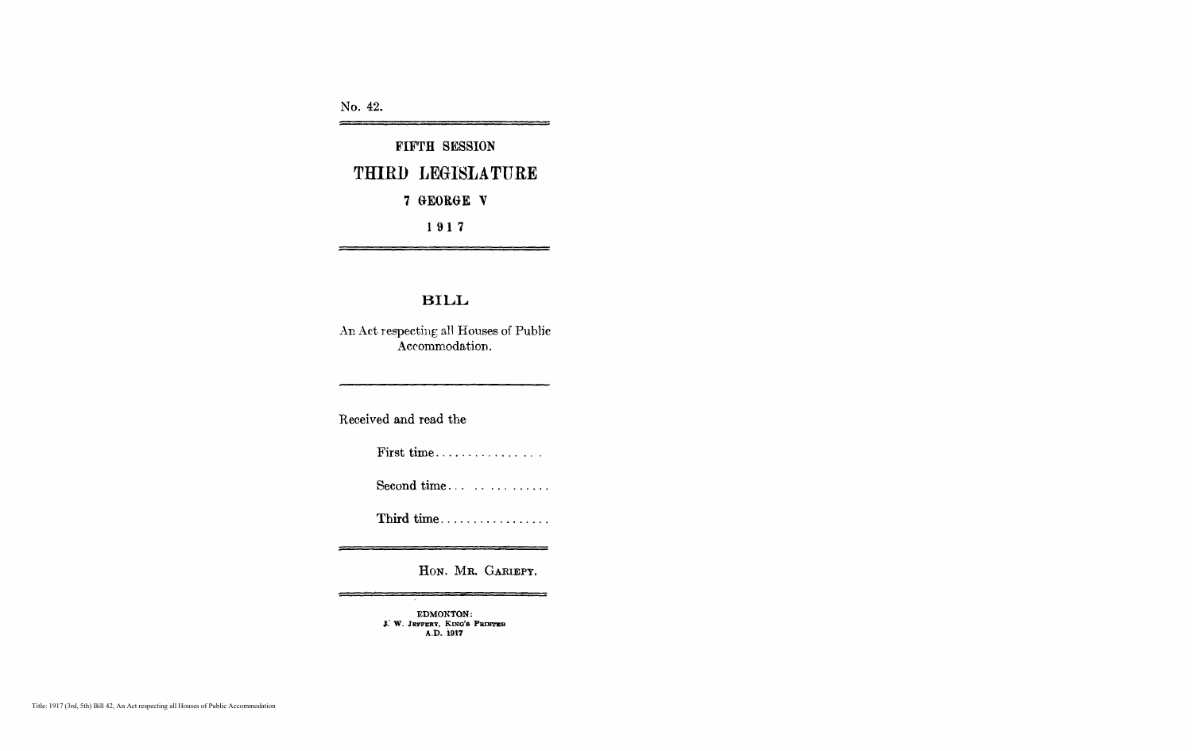No. 42.

FIFTH SESSION

THIRD LEGISLATURE

7 GEORGE V

1917

# BILL

An Act respecting all Houses of Public Accommodation.

Received and read the

First time................

Second time... ...........

Third time................

HON. MR. GARIEPY.

EDMONTON:
J. W. JEFFERY, KING'S PRINTER
A.D. 1917